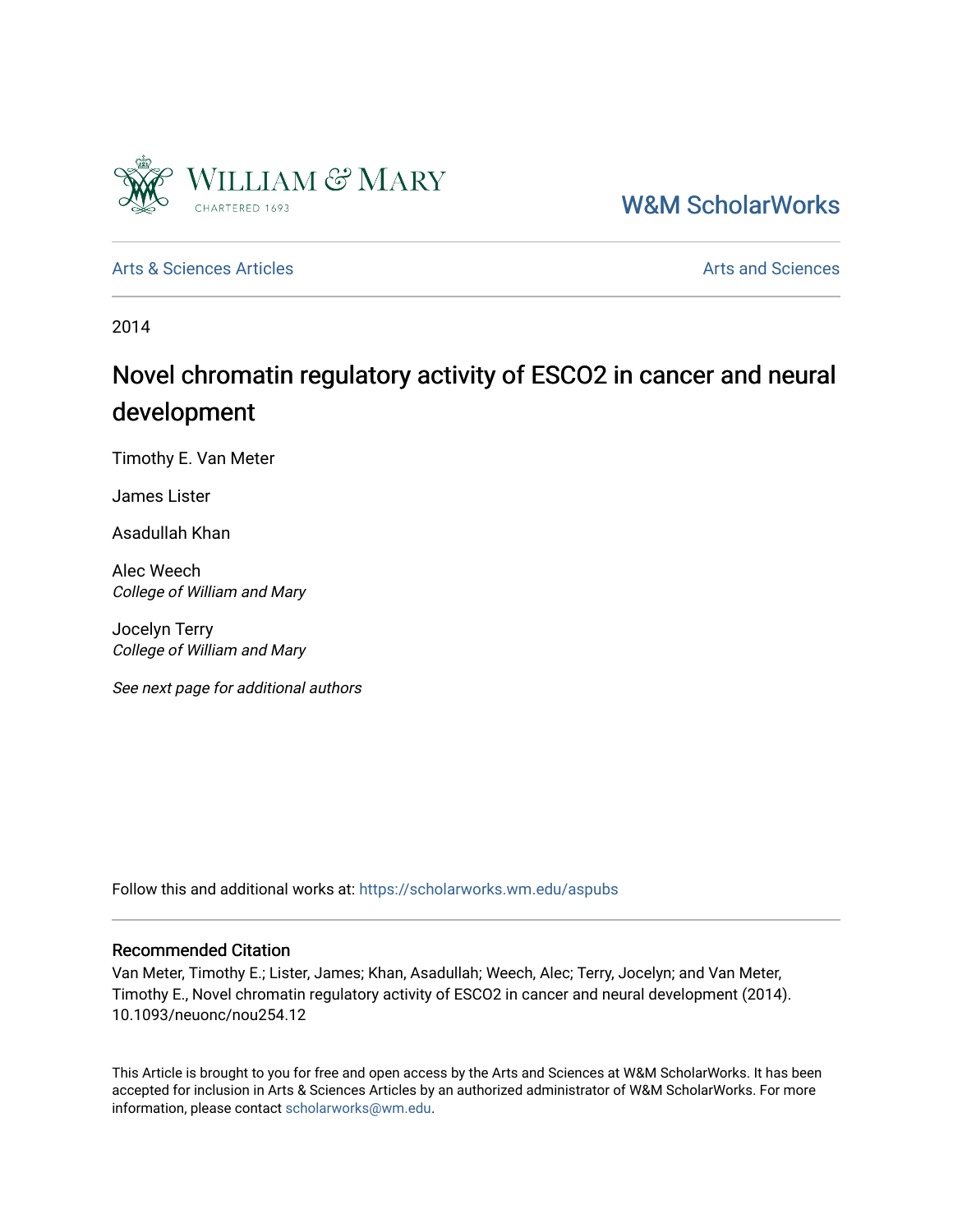W&M ScholarWorks

Arts & Sciences Articles

Arts and Sciences

2014

# Novel chromatin regulatory activity of ESCO2 in cancer and neural development

Timothy E. Van Meter

James Lister

Asadullah Khan

Alec Weech
*College of William and Mary*

Jocelyn Terry
*College of William and Mary*

*See next page for additional authors*

Follow this and additional works at: https://scholarworks.wm.edu/aspubs

## Recommended Citation

Van Meter, Timothy E.; Lister, James; Khan, Asadullah; Weech, Alec; Terry, Jocelyn; and Van Meter, Timothy E., Novel chromatin regulatory activity of ESCO2 in cancer and neural development (2014). 10.1093/neuonc/nou254.12

This Article is brought to you for free and open access by the Arts and Sciences at W&M ScholarWorks. It has been accepted for inclusion in Arts & Sciences Articles by an authorized administrator of W&M ScholarWorks. For more information, please contact scholarworks@wm.edu.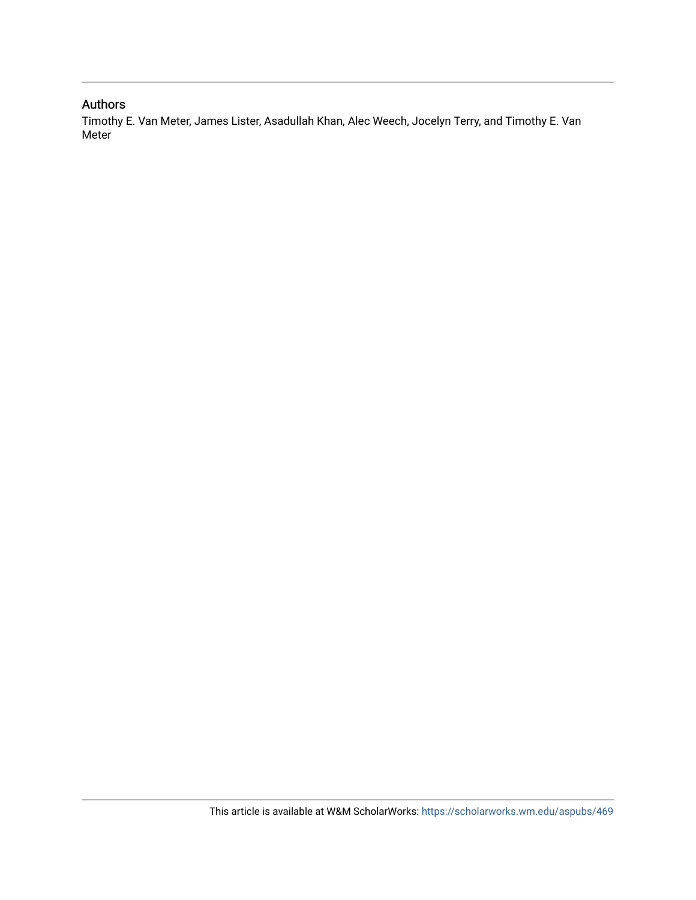## Authors

Timothy E. Van Meter, James Lister, Asadullah Khan, Alec Weech, Jocelyn Terry, and Timothy E. Van Meter

This article is available at W&M ScholarWorks: https://scholarworks.wm.edu/aspubs/469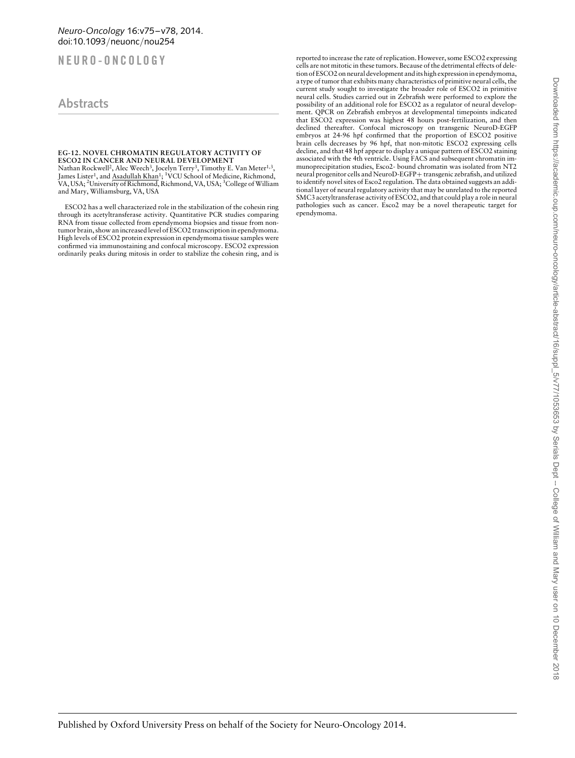# Abstracts

### EG-12. NOVEL CHROMATIN REGULATORY ACTIVITY OF ESCO2 IN CANCER AND NEURAL DEVELOPMENT

Nathan Rockwell[2], Alec Weech[3], Jocelyn Terry[3], Timothy E. Van Meter[1,3], James Lister[1], and Asadullah Khan[1]; [1]VCU School of Medicine, Richmond, VA, USA; [2]University of Richmond, Richmond, VA, USA; [3]College of William and Mary, Williamsburg, VA, USA

ESCO2 has a well characterized role in the stabilization of the cohesin ring through its acetyltransferase activity. Quantitative PCR studies comparing RNA from tissue collected from ependymoma biopsies and tissue from non-tumor brain, show an increased level of ESCO2 transcription in ependymoma. High levels of ESCO2 protein expression in ependymoma tissue samples were confirmed via immunostaining and confocal microscopy. ESCO2 expression ordinarily peaks during mitosis in order to stabilize the cohesin ring, and is reported to increase the rate of replication. However, some ESCO2 expressing cells are not mitotic in these tumors. Because of the detrimental effects of deletion of ESCO2 on neural development and its high expression in ependymoma, a type of tumor that exhibits many characteristics of primitive neural cells, the current study sought to investigate the broader role of ESCO2 in primitive neural cells. Studies carried out in Zebrafish were performed to explore the possibility of an additional role for ESCO2 as a regulator of neural development. QPCR on Zebrafish embryos at developmental timepoints indicated that ESCO2 expression was highest 48 hours post-fertilization, and then declined thereafter. Confocal microscopy on transgenic NeuroD-EGFP embryos at 24-96 hpf confirmed that the proportion of ESCO2 positive brain cells decreases by 96 hpf, that non-mitotic ESCO2 expressing cells decline, and that 48 hpf appear to display a unique pattern of ESCO2 staining associated with the 4th ventricle. Using FACS and subsequent chromatin immunoprecipitation studies, Esco2- bound chromatin was isolated from NT2 neural progenitor cells and NeuroD-EGFP+ transgenic zebrafish, and utilized to identify novel sites of Esco2 regulation. The data obtained suggests an additional layer of neural regulatory activity that may be unrelated to the reported SMC3 acetyltransferase activity of ESCO2, and that could play a role in neural pathologies such as cancer. Esco2 may be a novel therapeutic target for ependymoma.

Published by Oxford University Press on behalf of the Society for Neuro-Oncology 2014.